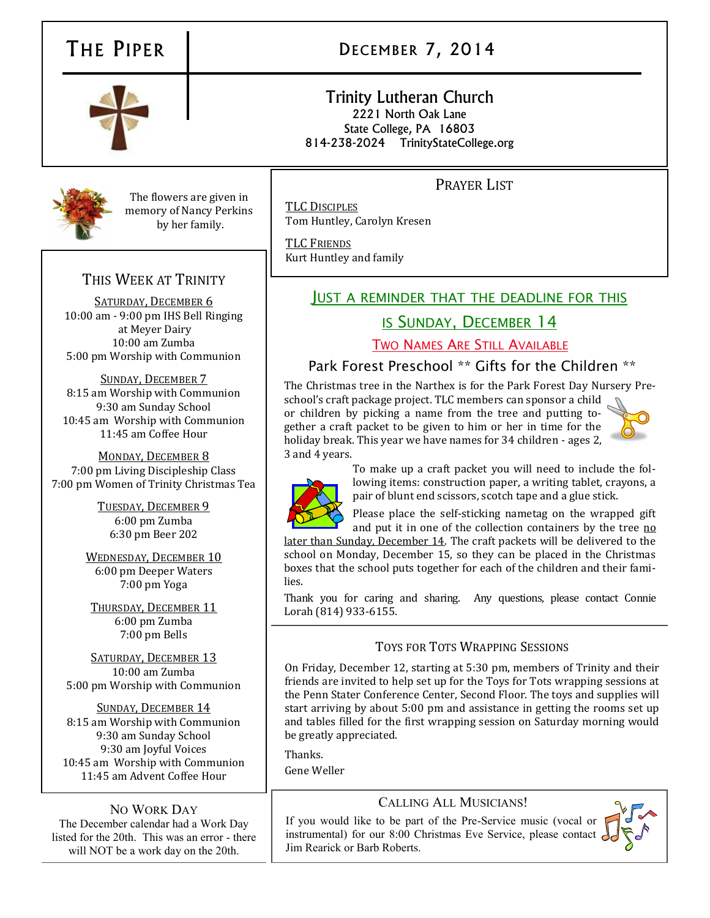# The Piper

## December 7, 2014

**Trinity Lutheran Church**
2221 North Oak Lane
State College, PA 16803
814-238-2024 TrinityStateCollege.org

The flowers are given in memory of Nancy Perkins by her family.

## This Week at Trinity

**Saturday, December 6**
10:00 am - 9:00 pm IHS Bell Ringing at Meyer Dairy
10:00 am Zumba
5:00 pm Worship with Communion

**Sunday, December 7**
8:15 am Worship with Communion
9:30 am Sunday School
10:45 am Worship with Communion
11:45 am Coffee Hour

**Monday, December 8**
7:00 pm Living Discipleship Class
7:00 pm Women of Trinity Christmas Tea

**Tuesday, December 9**
6:00 pm Zumba
6:30 pm Beer 202

**Wednesday, December 10**
6:00 pm Deeper Waters
7:00 pm Yoga

**Thursday, December 11**
6:00 pm Zumba
7:00 pm Bells

**Saturday, December 13**
10:00 am Zumba
5:00 pm Worship with Communion

**Sunday, December 14**
8:15 am Worship with Communion
9:30 am Sunday School
9:30 am Joyful Voices
10:45 am Worship with Communion
11:45 am Advent Coffee Hour

## No Work Day

The December calendar had a Work Day listed for the 20th. This was an error - there will NOT be a work day on the 20th.

## Prayer List

TLC Disciples
Tom Huntley, Carolyn Kresen

TLC Friends
Kurt Huntley and family

## Just a reminder that the deadline for this is Sunday, December 14

### Two Names Are Still Available

### Park Forest Preschool ** Gifts for the Children **

The Christmas tree in the Narthex is for the Park Forest Day Nursery Preschool's craft package project. TLC members can sponsor a child or children by picking a name from the tree and putting together a craft packet to be given to him or her in time for the holiday break. This year we have names for 34 children - ages 2, 3 and 4 years.

To make up a craft packet you will need to include the following items: construction paper, a writing tablet, crayons, a pair of blunt end scissors, scotch tape and a glue stick.

Please place the self-sticking nametag on the wrapped gift and put it in one of the collection containers by the tree no later than Sunday, December 14. The craft packets will be delivered to the school on Monday, December 15, so they can be placed in the Christmas boxes that the school puts together for each of the children and their families.

Thank you for caring and sharing. Any questions, please contact Connie Lorah (814) 933-6155.

## Toys for Tots Wrapping Sessions

On Friday, December 12, starting at 5:30 pm, members of Trinity and their friends are invited to help set up for the Toys for Tots wrapping sessions at the Penn Stater Conference Center, Second Floor. The toys and supplies will start arriving by about 5:00 pm and assistance in getting the rooms set up and tables filled for the first wrapping session on Saturday morning would be greatly appreciated.

Thanks.
Gene Weller

## Calling All Musicians!

If you would like to be part of the Pre-Service music (vocal or instrumental) for our 8:00 Christmas Eve Service, please contact Jim Rearick or Barb Roberts.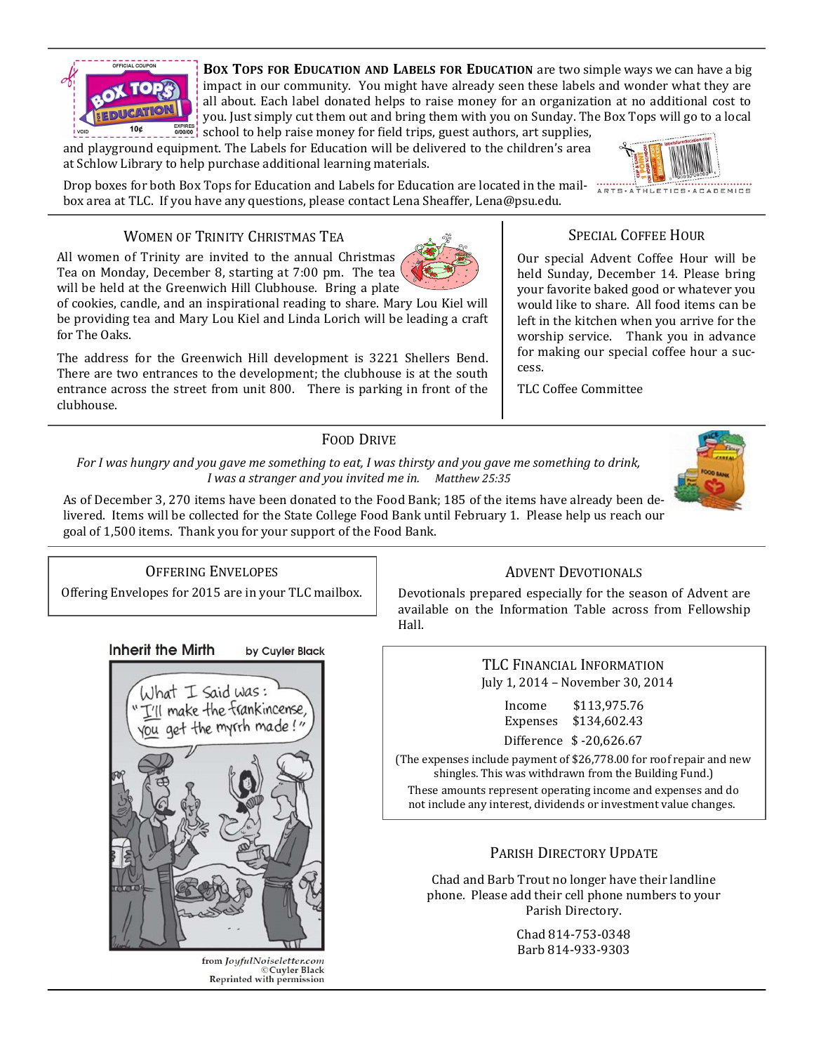**Box Tops for Education and Labels for Education** are two simple ways we can have a big impact in our community. You might have already seen these labels and wonder what they are all about. Each label donated helps to raise money for an organization at no additional cost to you. Just simply cut them out and bring them with you on Sunday. The Box Tops will go to a local school to help raise money for field trips, guest authors, art supplies, and playground equipment. The Labels for Education will be delivered to the children's area at Schlow Library to help purchase additional learning materials.

Drop boxes for both Box Tops for Education and Labels for Education are located in the mailbox area at TLC. If you have any questions, please contact Lena Sheaffer, Lena@psu.edu.

## Women of Trinity Christmas Tea

All women of Trinity are invited to the annual Christmas Tea on Monday, December 8, starting at 7:00 pm. The tea will be held at the Greenwich Hill Clubhouse. Bring a plate of cookies, candle, and an inspirational reading to share. Mary Lou Kiel will be providing tea and Mary Lou Kiel and Linda Lorich will be leading a craft for The Oaks.

The address for the Greenwich Hill development is 3221 Shellers Bend. There are two entrances to the development; the clubhouse is at the south entrance across the street from unit 800. There is parking in front of the clubhouse.

## Special Coffee Hour

Our special Advent Coffee Hour will be held Sunday, December 14. Please bring your favorite baked good or whatever you would like to share. All food items can be left in the kitchen when you arrive for the worship service. Thank you in advance for making our special coffee hour a success.

TLC Coffee Committee

## Food Drive

*For I was hungry and you gave me something to eat, I was thirsty and you gave me something to drink, I was a stranger and you invited me in.* *Matthew 25:35*

As of December 3, 270 items have been donated to the Food Bank; 185 of the items have already been delivered. Items will be collected for the State College Food Bank until February 1. Please help us reach our goal of 1,500 items. Thank you for your support of the Food Bank.

## Offering Envelopes

Offering Envelopes for 2015 are in your TLC mailbox.

## Advent Devotionals

Devotionals prepared especially for the season of Advent are available on the Information Table across from Fellowship Hall.

**Inherit the Mirth** by Cuyler Black

from *JoyfulNoiseletter.com*
©Cuyler Black
Reprinted with permission

## TLC Financial Information

July 1, 2014 – November 30, 2014

| | |
|---|---|
| Income | $113,975.76 |
| Expenses | $134,602.43 |
| Difference | $ -20,626.67 |

(The expenses include payment of $26,778.00 for roof repair and new shingles. This was withdrawn from the Building Fund.)

These amounts represent operating income and expenses and do not include any interest, dividends or investment value changes.

## Parish Directory Update

Chad and Barb Trout no longer have their landline phone. Please add their cell phone numbers to your Parish Directory.

Chad 814-753-0348
Barb 814-933-9303